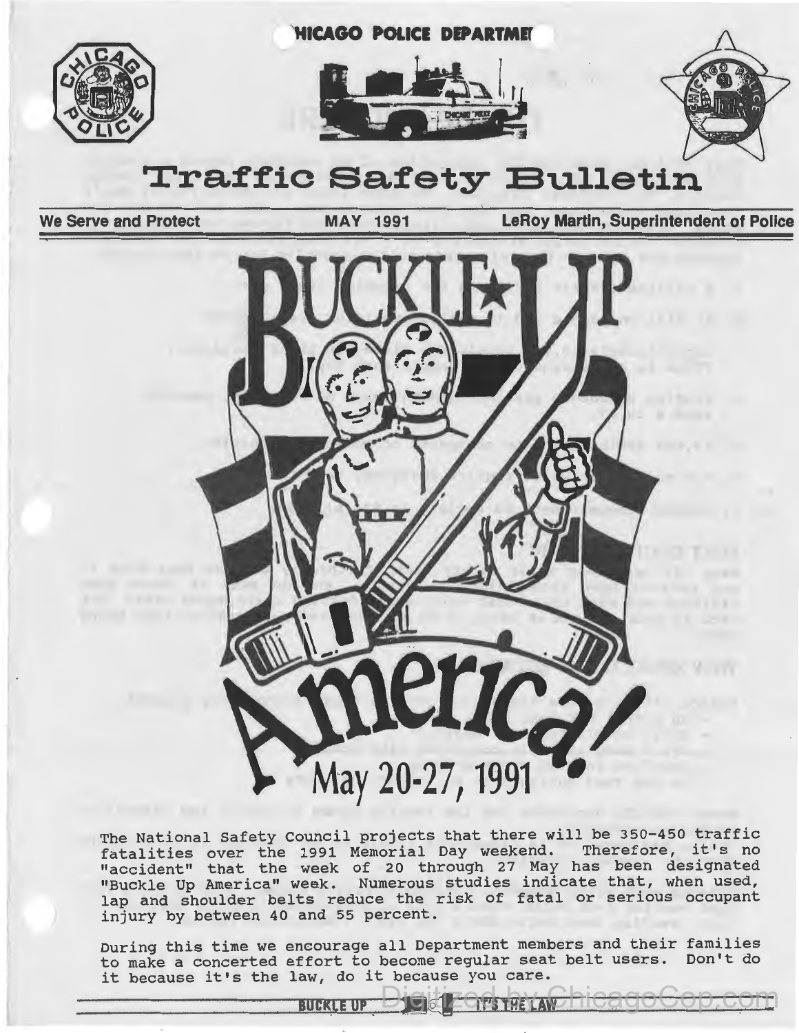CHICAGO POLICE DEPARTMENT

# Traffic Safety Bulletin

**We Serve and Protect** | **MAY 1991** | **LeRoy Martin, Superintendent of Police**

## BUCKLE UP America!

## May 20-27, 1991

The National Safety Council projects that there will be 350-450 traffic fatalities over the 1991 Memorial Day weekend. Therefore, it's no "accident" that the week of 20 through 27 May has been designated "Buckle Up America" week. Numerous studies indicate that, when used, lap and shoulder belts reduce the risk of fatal or serious occupant injury by between 40 and 55 percent.

During this time we encourage all Department members and their families to make a concerted effort to become regular seat belt users. Don't do it because it's the law, do it because you care.

BUCKLE UP — IT'S THE LAW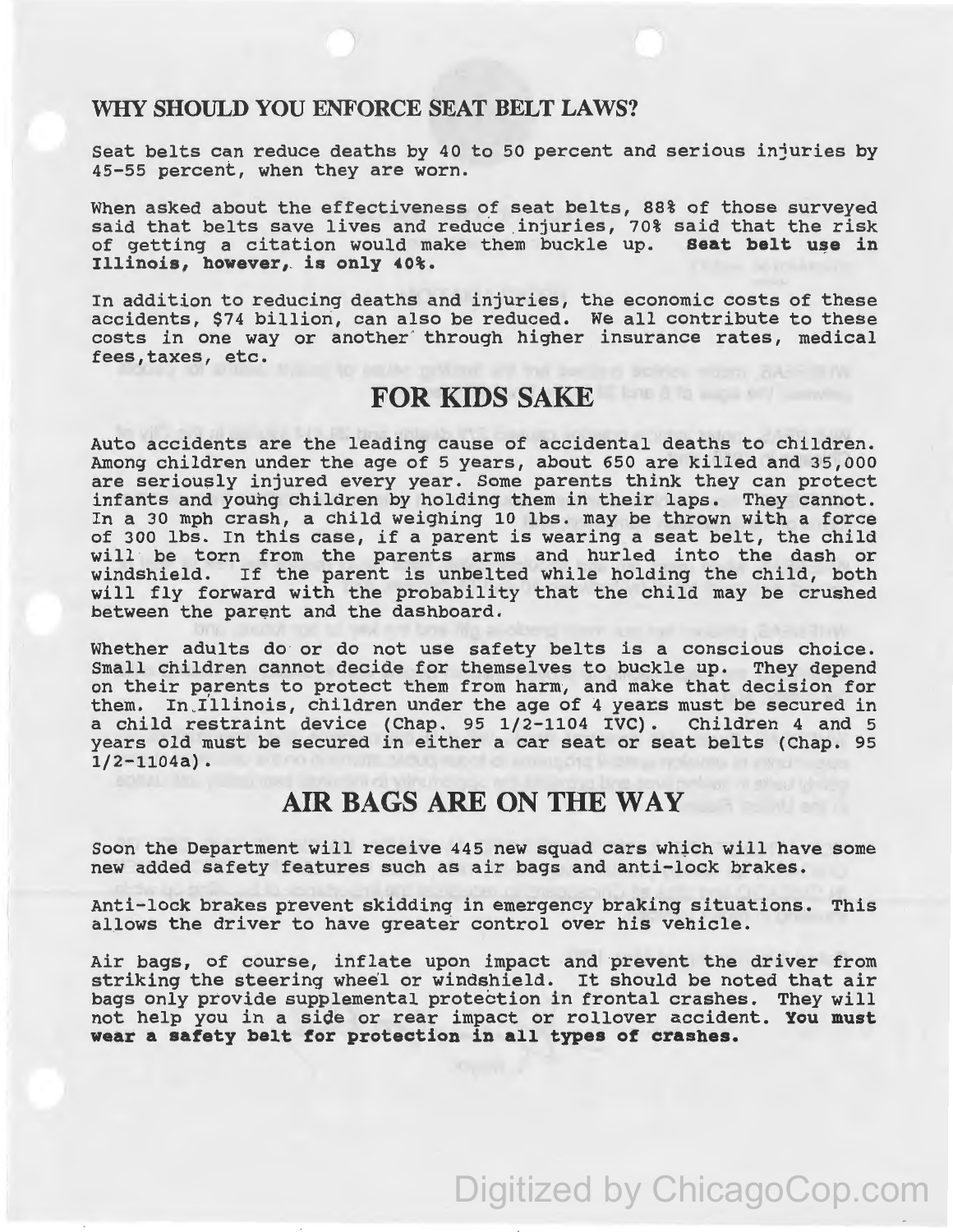## WHY SHOULD YOU ENFORCE SEAT BELT LAWS?

Seat belts can reduce deaths by 40 to 50 percent and serious injuries by 45-55 percent, when they are worn.

When asked about the effectiveness of seat belts, 88% of those surveyed said that belts save lives and reduce injuries, 70% said that the risk of getting a citation would make them buckle up. **Seat belt use in Illinois, however, is only 40%.**

In addition to reducing deaths and injuries, the economic costs of these accidents, $74 billion, can also be reduced. We all contribute to these costs in one way or another through higher insurance rates, medical fees,taxes, etc.

# FOR KIDS SAKE

Auto accidents are the leading cause of accidental deaths to children. Among children under the age of 5 years, about 650 are killed and 35,000 are seriously injured every year. Some parents think they can protect infants and young children by holding them in their laps. They cannot. In a 30 mph crash, a child weighing 10 lbs. may be thrown with a force of 300 lbs. In this case, if a parent is wearing a seat belt, the child will be torn from the parents arms and hurled into the dash or windshield. If the parent is unbelted while holding the child, both will fly forward with the probability that the child may be crushed between the parent and the dashboard.

Whether adults do or do not use safety belts is a conscious choice. Small children cannot decide for themselves to buckle up. They depend on their parents to protect them from harm, and make that decision for them. In Illinois, children under the age of 4 years must be secured in a child restraint device (Chap. 95 1/2-1104 IVC). Children 4 and 5 years old must be secured in either a car seat or seat belts (Chap. 95 1/2-1104a).

# AIR BAGS ARE ON THE WAY

Soon the Department will receive 445 new squad cars which will have some new added safety features such as air bags and anti-lock brakes.

Anti-lock brakes prevent skidding in emergency braking situations. This allows the driver to have greater control over his vehicle.

Air bags, of course, inflate upon impact and prevent the driver from striking the steering wheel or windshield. It should be noted that air bags only provide supplemental protection in frontal crashes. They will not help you in a side or rear impact or rollover accident. **You must wear a safety belt for protection in all types of crashes.**